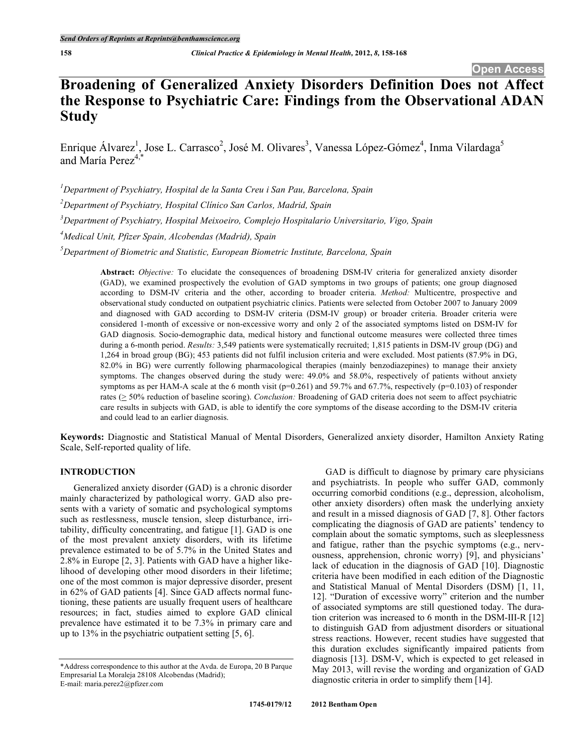# Broadening of Generalized Anxiety Disorders Definition Does not Affect the Response to Psychiatric Care: Findings from the Observational ADAN Study

Enrique Álvarez[1], Jose L. Carrasco[2], José M. Olivares[3], Vanessa López-Gómez[4], Inma Vilardaga[5] and María Perez[4,*]

[1]*Department of Psychiatry, Hospital de la Santa Creu i San Pau, Barcelona, Spain*

[2]*Department of Psychiatry, Hospital Clínico San Carlos, Madrid, Spain*

[3]*Department of Psychiatry, Hospital Meixoeiro, Complejo Hospitalario Universitario, Vigo, Spain*

[4]*Medical Unit, Pfizer Spain, Alcobendas (Madrid), Spain*

[5]*Department of Biometric and Statistic, European Biometric Institute, Barcelona, Spain*

**Abstract:** *Objective:* To elucidate the consequences of broadening DSM-IV criteria for generalized anxiety disorder (GAD), we examined prospectively the evolution of GAD symptoms in two groups of patients; one group diagnosed according to DSM-IV criteria and the other, according to broader criteria. *Method:* Multicentre, prospective and observational study conducted on outpatient psychiatric clinics. Patients were selected from October 2007 to January 2009 and diagnosed with GAD according to DSM-IV criteria (DSM-IV group) or broader criteria. Broader criteria were considered 1-month of excessive or non-excessive worry and only 2 of the associated symptoms listed on DSM-IV for GAD diagnosis. Socio-demographic data, medical history and functional outcome measures were collected three times during a 6-month period. *Results:* 3,549 patients were systematically recruited; 1,815 patients in DSM-IV group (DG) and 1,264 in broad group (BG); 453 patients did not fulfil inclusion criteria and were excluded. Most patients (87.9% in DG, 82.0% in BG) were currently following pharmacological therapies (mainly benzodiazepines) to manage their anxiety symptoms. The changes observed during the study were: 49.0% and 58.0%, respectively of patients without anxiety symptoms as per HAM-A scale at the 6 month visit ($p$=0.261) and 59.7% and 67.7%, respectively ($p$=0.103) of responder rates ($\geq$ 50% reduction of baseline scoring). *Conclusion:* Broadening of GAD criteria does not seem to affect psychiatric care results in subjects with GAD, is able to identify the core symptoms of the disease according to the DSM-IV criteria and could lead to an earlier diagnosis.

**Keywords:** Diagnostic and Statistical Manual of Mental Disorders, Generalized anxiety disorder, Hamilton Anxiety Rating Scale, Self-reported quality of life.

## INTRODUCTION

Generalized anxiety disorder (GAD) is a chronic disorder mainly characterized by pathological worry. GAD also presents with a variety of somatic and psychological symptoms such as restlessness, muscle tension, sleep disturbance, irritability, difficulty concentrating, and fatigue [1]. GAD is one of the most prevalent anxiety disorders, with its lifetime prevalence estimated to be of 5.7% in the United States and 2.8% in Europe [2, 3]. Patients with GAD have a higher likelihood of developing other mood disorders in their lifetime; one of the most common is major depressive disorder, present in 62% of GAD patients [4]. Since GAD affects normal functioning, these patients are usually frequent users of healthcare resources; in fact, studies aimed to explore GAD clinical prevalence have estimated it to be 7.3% in primary care and up to 13% in the psychiatric outpatient setting [5, 6].

GAD is difficult to diagnose by primary care physicians and psychiatrists. In people who suffer GAD, commonly occurring comorbid conditions (e.g., depression, alcoholism, other anxiety disorders) often mask the underlying anxiety and result in a missed diagnosis of GAD [7, 8]. Other factors complicating the diagnosis of GAD are patients' tendency to complain about the somatic symptoms, such as sleeplessness and fatigue, rather than the psychic symptoms (e.g., nervousness, apprehension, chronic worry) [9], and physicians' lack of education in the diagnosis of GAD [10]. Diagnostic criteria have been modified in each edition of the Diagnostic and Statistical Manual of Mental Disorders (DSM) [1, 11, 12]. "Duration of excessive worry" criterion and the number of associated symptoms are still questioned today. The duration criterion was increased to 6 month in the DSM-III-R [12] to distinguish GAD from adjustment disorders or situational stress reactions. However, recent studies have suggested that this duration excludes significantly impaired patients from diagnosis [13]. DSM-V, which is expected to get released in May 2013, will revise the wording and organization of GAD diagnostic criteria in order to simplify them [14].

*Address correspondence to this author at the Avda. de Europa, 20 B Parque Empresarial La Moraleja 28108 Alcobendas (Madrid); E-mail: maria.perez2@pfizer.com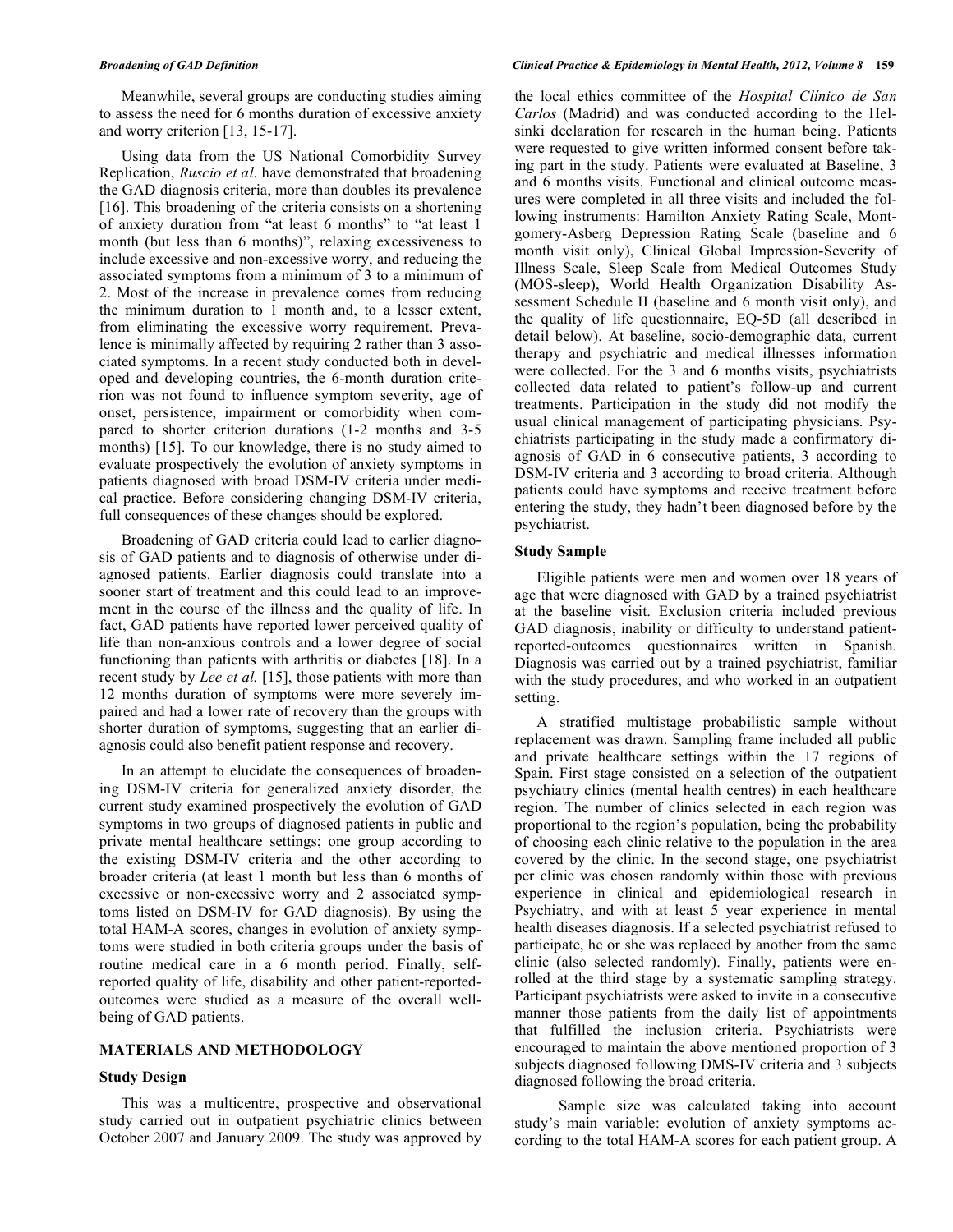Meanwhile, several groups are conducting studies aiming to assess the need for 6 months duration of excessive anxiety and worry criterion [13, 15-17].

Using data from the US National Comorbidity Survey Replication, *Ruscio et al*. have demonstrated that broadening the GAD diagnosis criteria, more than doubles its prevalence [16]. This broadening of the criteria consists on a shortening of anxiety duration from "at least 6 months" to "at least 1 month (but less than 6 months)", relaxing excessiveness to include excessive and non-excessive worry, and reducing the associated symptoms from a minimum of 3 to a minimum of 2. Most of the increase in prevalence comes from reducing the minimum duration to 1 month and, to a lesser extent, from eliminating the excessive worry requirement. Prevalence is minimally affected by requiring 2 rather than 3 associated symptoms. In a recent study conducted both in developed and developing countries, the 6-month duration criterion was not found to influence symptom severity, age of onset, persistence, impairment or comorbidity when compared to shorter criterion durations (1-2 months and 3-5 months) [15]. To our knowledge, there is no study aimed to evaluate prospectively the evolution of anxiety symptoms in patients diagnosed with broad DSM-IV criteria under medical practice. Before considering changing DSM-IV criteria, full consequences of these changes should be explored.

Broadening of GAD criteria could lead to earlier diagnosis of GAD patients and to diagnosis of otherwise under diagnosed patients. Earlier diagnosis could translate into a sooner start of treatment and this could lead to an improvement in the course of the illness and the quality of life. In fact, GAD patients have reported lower perceived quality of life than non-anxious controls and a lower degree of social functioning than patients with arthritis or diabetes [18]. In a recent study by *Lee et al.* [15], those patients with more than 12 months duration of symptoms were more severely impaired and had a lower rate of recovery than the groups with shorter duration of symptoms, suggesting that an earlier diagnosis could also benefit patient response and recovery.

In an attempt to elucidate the consequences of broadening DSM-IV criteria for generalized anxiety disorder, the current study examined prospectively the evolution of GAD symptoms in two groups of diagnosed patients in public and private mental healthcare settings; one group according to the existing DSM-IV criteria and the other according to broader criteria (at least 1 month but less than 6 months of excessive or non-excessive worry and 2 associated symptoms listed on DSM-IV for GAD diagnosis). By using the total HAM-A scores, changes in evolution of anxiety symptoms were studied in both criteria groups under the basis of routine medical care in a 6 month period. Finally, self-reported quality of life, disability and other patient-reported-outcomes were studied as a measure of the overall well-being of GAD patients.

## MATERIALS AND METHODOLOGY

### Study Design

This was a multicentre, prospective and observational study carried out in outpatient psychiatric clinics between October 2007 and January 2009. The study was approved by the local ethics committee of the *Hospital Clínico de San Carlos* (Madrid) and was conducted according to the Helsinki declaration for research in the human being. Patients were requested to give written informed consent before taking part in the study. Patients were evaluated at Baseline, 3 and 6 months visits. Functional and clinical outcome measures were completed in all three visits and included the following instruments: Hamilton Anxiety Rating Scale, Montgomery-Asberg Depression Rating Scale (baseline and 6 month visit only), Clinical Global Impression-Severity of Illness Scale, Sleep Scale from Medical Outcomes Study (MOS-sleep), World Health Organization Disability Assessment Schedule II (baseline and 6 month visit only), and the quality of life questionnaire, EQ-5D (all described in detail below). At baseline, socio-demographic data, current therapy and psychiatric and medical illnesses information were collected. For the 3 and 6 months visits, psychiatrists collected data related to patient's follow-up and current treatments. Participation in the study did not modify the usual clinical management of participating physicians. Psychiatrists participating in the study made a confirmatory diagnosis of GAD in 6 consecutive patients, 3 according to DSM-IV criteria and 3 according to broad criteria. Although patients could have symptoms and receive treatment before entering the study, they hadn't been diagnosed before by the psychiatrist.

### Study Sample

Eligible patients were men and women over 18 years of age that were diagnosed with GAD by a trained psychiatrist at the baseline visit. Exclusion criteria included previous GAD diagnosis, inability or difficulty to understand patient-reported-outcomes questionnaires written in Spanish. Diagnosis was carried out by a trained psychiatrist, familiar with the study procedures, and who worked in an outpatient setting.

A stratified multistage probabilistic sample without replacement was drawn. Sampling frame included all public and private healthcare settings within the 17 regions of Spain. First stage consisted on a selection of the outpatient psychiatry clinics (mental health centres) in each healthcare region. The number of clinics selected in each region was proportional to the region's population, being the probability of choosing each clinic relative to the population in the area covered by the clinic. In the second stage, one psychiatrist per clinic was chosen randomly within those with previous experience in clinical and epidemiological research in Psychiatry, and with at least 5 year experience in mental health diseases diagnosis. If a selected psychiatrist refused to participate, he or she was replaced by another from the same clinic (also selected randomly). Finally, patients were enrolled at the third stage by a systematic sampling strategy. Participant psychiatrists were asked to invite in a consecutive manner those patients from the daily list of appointments that fulfilled the inclusion criteria. Psychiatrists were encouraged to maintain the above mentioned proportion of 3 subjects diagnosed following DMS-IV criteria and 3 subjects diagnosed following the broad criteria.

Sample size was calculated taking into account study's main variable: evolution of anxiety symptoms according to the total HAM-A scores for each patient group. A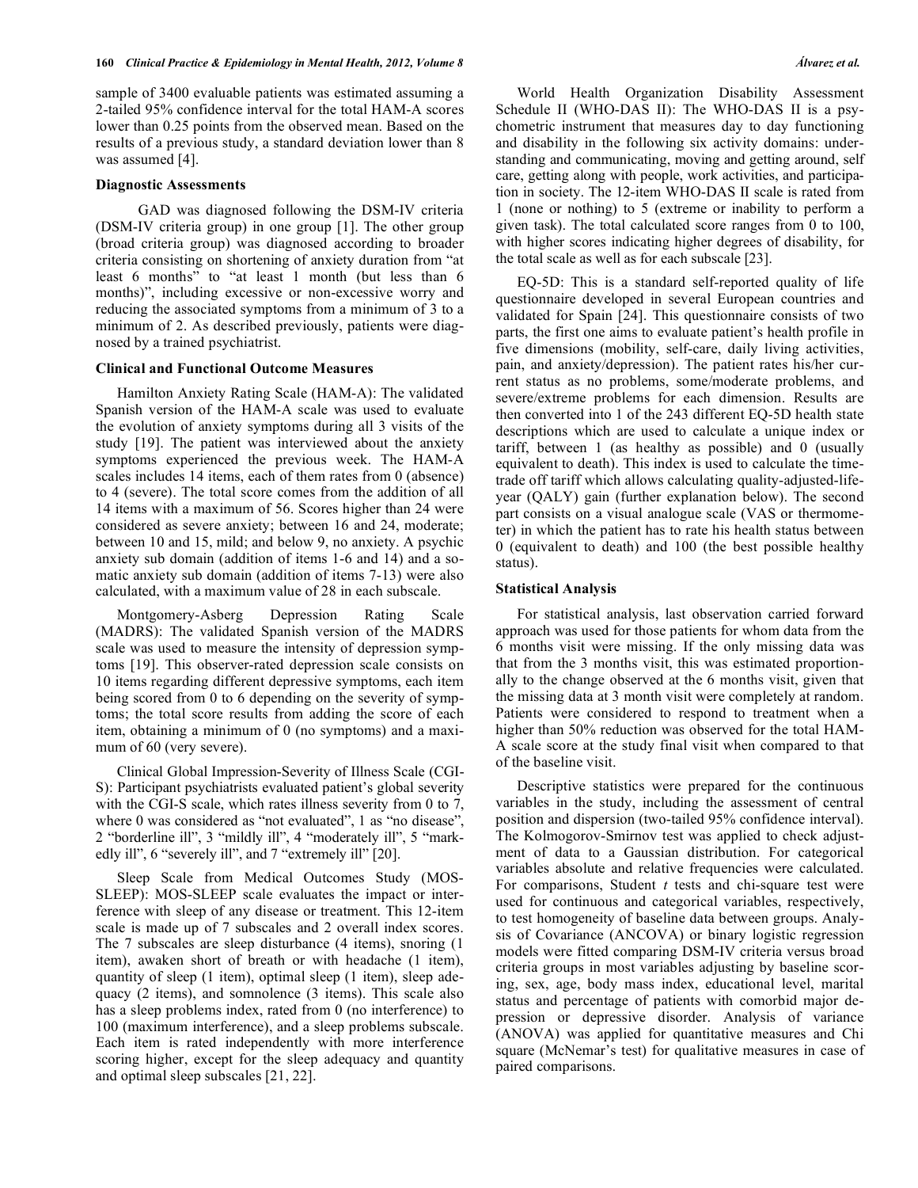sample of 3400 evaluable patients was estimated assuming a 2-tailed 95% confidence interval for the total HAM-A scores lower than 0.25 points from the observed mean. Based on the results of a previous study, a standard deviation lower than 8 was assumed [4].

### Diagnostic Assessments

GAD was diagnosed following the DSM-IV criteria (DSM-IV criteria group) in one group [1]. The other group (broad criteria group) was diagnosed according to broader criteria consisting on shortening of anxiety duration from "at least 6 months" to "at least 1 month (but less than 6 months)", including excessive or non-excessive worry and reducing the associated symptoms from a minimum of 3 to a minimum of 2. As described previously, patients were diagnosed by a trained psychiatrist.

### Clinical and Functional Outcome Measures

Hamilton Anxiety Rating Scale (HAM-A): The validated Spanish version of the HAM-A scale was used to evaluate the evolution of anxiety symptoms during all 3 visits of the study [19]. The patient was interviewed about the anxiety symptoms experienced the previous week. The HAM-A scales includes 14 items, each of them rates from 0 (absence) to 4 (severe). The total score comes from the addition of all 14 items with a maximum of 56. Scores higher than 24 were considered as severe anxiety; between 16 and 24, moderate; between 10 and 15, mild; and below 9, no anxiety. A psychic anxiety sub domain (addition of items 1-6 and 14) and a somatic anxiety sub domain (addition of items 7-13) were also calculated, with a maximum value of 28 in each subscale.

Montgomery-Asberg Depression Rating Scale (MADRS): The validated Spanish version of the MADRS scale was used to measure the intensity of depression symptoms [19]. This observer-rated depression scale consists on 10 items regarding different depressive symptoms, each item being scored from 0 to 6 depending on the severity of symptoms; the total score results from adding the score of each item, obtaining a minimum of 0 (no symptoms) and a maximum of 60 (very severe).

Clinical Global Impression-Severity of Illness Scale (CGI-S): Participant psychiatrists evaluated patient's global severity with the CGI-S scale, which rates illness severity from 0 to 7, where 0 was considered as "not evaluated", 1 as "no disease", 2 "borderline ill", 3 "mildly ill", 4 "moderately ill", 5 "markedly ill", 6 "severely ill", and 7 "extremely ill" [20].

Sleep Scale from Medical Outcomes Study (MOS-SLEEP): MOS-SLEEP scale evaluates the impact or interference with sleep of any disease or treatment. This 12-item scale is made up of 7 subscales and 2 overall index scores. The 7 subscales are sleep disturbance (4 items), snoring (1 item), awaken short of breath or with headache (1 item), quantity of sleep (1 item), optimal sleep (1 item), sleep adequacy (2 items), and somnolence (3 items). This scale also has a sleep problems index, rated from 0 (no interference) to 100 (maximum interference), and a sleep problems subscale. Each item is rated independently with more interference scoring higher, except for the sleep adequacy and quantity and optimal sleep subscales [21, 22].

World Health Organization Disability Assessment Schedule II (WHO-DAS II): The WHO-DAS II is a psychometric instrument that measures day to day functioning and disability in the following six activity domains: understanding and communicating, moving and getting around, self care, getting along with people, work activities, and participation in society. The 12-item WHO-DAS II scale is rated from 1 (none or nothing) to 5 (extreme or inability to perform a given task). The total calculated score ranges from 0 to 100, with higher scores indicating higher degrees of disability, for the total scale as well as for each subscale [23].

EQ-5D: This is a standard self-reported quality of life questionnaire developed in several European countries and validated for Spain [24]. This questionnaire consists of two parts, the first one aims to evaluate patient's health profile in five dimensions (mobility, self-care, daily living activities, pain, and anxiety/depression). The patient rates his/her current status as no problems, some/moderate problems, and severe/extreme problems for each dimension. Results are then converted into 1 of the 243 different EQ-5D health state descriptions which are used to calculate a unique index or tariff, between 1 (as healthy as possible) and 0 (usually equivalent to death). This index is used to calculate the time-trade off tariff which allows calculating quality-adjusted-life-year (QALY) gain (further explanation below). The second part consists on a visual analogue scale (VAS or thermometer) in which the patient has to rate his health status between 0 (equivalent to death) and 100 (the best possible healthy status).

### Statistical Analysis

For statistical analysis, last observation carried forward approach was used for those patients for whom data from the 6 months visit were missing. If the only missing data was that from the 3 months visit, this was estimated proportionally to the change observed at the 6 months visit, given that the missing data at 3 month visit were completely at random. Patients were considered to respond to treatment when a higher than 50% reduction was observed for the total HAM-A scale score at the study final visit when compared to that of the baseline visit.

Descriptive statistics were prepared for the continuous variables in the study, including the assessment of central position and dispersion (two-tailed 95% confidence interval). The Kolmogorov-Smirnov test was applied to check adjustment of data to a Gaussian distribution. For categorical variables absolute and relative frequencies were calculated. For comparisons, Student *t* tests and chi-square test were used for continuous and categorical variables, respectively, to test homogeneity of baseline data between groups. Analysis of Covariance (ANCOVA) or binary logistic regression models were fitted comparing DSM-IV criteria versus broad criteria groups in most variables adjusting by baseline scoring, sex, age, body mass index, educational level, marital status and percentage of patients with comorbid major depression or depressive disorder. Analysis of variance (ANOVA) was applied for quantitative measures and Chi square (McNemar's test) for qualitative measures in case of paired comparisons.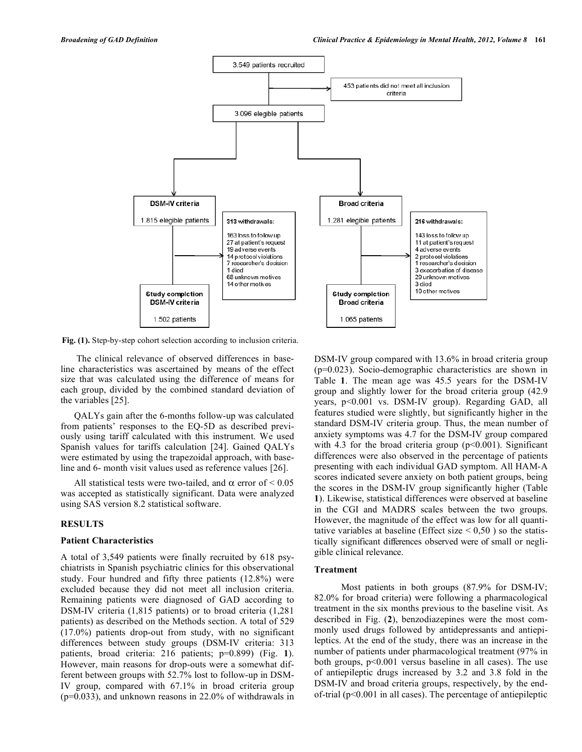3.549 patients recruited

453 patients did not meet all inclusion criteria

3.096 elegible patients

| DSM-IV criteria | Broad criteria |
|---|---|
| 1.815 elegible patients | 1.281 elegible patients |
| **313 withdrawals:** 163 loss to follow up; 27 at patient's request; 19 adverse events; 14 protocol violations; 7 researcher's decision; 1 died; 68 unknown motives; 14 other motives | **216 withdrawals:** 143 loss to follow up; 11 at patient's request; 4 adverse events; 2 protocol violations; 1 researcher's decision; 3 exacerbation of disease; 29 unknown motives; 3 died; 10 other motives |
| Study completion DSM-IV criteria: 1.502 patients | Study completion Broad criteria: 1.065 patients |

**Fig. (1).** Step-by-step cohort selection according to inclusion criteria.

The clinical relevance of observed differences in baseline characteristics was ascertained by means of the effect size that was calculated using the difference of means for each group, divided by the combined standard deviation of the variables [25].

QALYs gain after the 6-months follow-up was calculated from patients' responses to the EQ-5D as described previously using tariff calculated with this instrument. We used Spanish values for tariffs calculation [24]. Gained QALYs were estimated by using the trapezoidal approach, with baseline and 6- month visit values used as reference values [26].

All statistical tests were two-tailed, and $\alpha$ error of < 0.05 was accepted as statistically significant. Data were analyzed using SAS version 8.2 statistical software.

## RESULTS

### Patient Characteristics

A total of 3,549 patients were finally recruited by 618 psychiatrists in Spanish psychiatric clinics for this observational study. Four hundred and fifty three patients (12.8%) were excluded because they did not meet all inclusion criteria. Remaining patients were diagnosed of GAD according to DSM-IV criteria (1,815 patients) or to broad criteria (1,281 patients) as described on the Methods section. A total of 529 (17.0%) patients drop-out from study, with no significant differences between study groups (DSM-IV criteria: 313 patients, broad criteria: 216 patients; p=0.899) (Fig. **1**). However, main reasons for drop-outs were a somewhat different between groups with 52.7% lost to follow-up in DSM-IV group, compared with 67.1% in broad criteria group (p=0.033), and unknown reasons in 22.0% of withdrawals in DSM-IV group compared with 13.6% in broad criteria group (p=0.023). Socio-demographic characteristics are shown in Table **1**. The mean age was 45.5 years for the DSM-IV group and slightly lower for the broad criteria group (42.9 years, p<0.001 vs. DSM-IV group). Regarding GAD, all features studied were slightly, but significantly higher in the standard DSM-IV criteria group. Thus, the mean number of anxiety symptoms was 4.7 for the DSM-IV group compared with 4.3 for the broad criteria group (p<0.001). Significant differences were also observed in the percentage of patients presenting with each individual GAD symptom. All HAM-A scores indicated severe anxiety on both patient groups, being the scores in the DSM-IV group significantly higher (Table **1**). Likewise, statistical differences were observed at baseline in the CGI and MADRS scales between the two groups. However, the magnitude of the effect was low for all quantitative variables at baseline (Effect size < 0,50 ) so the statistically significant differences observed were of small or negligible clinical relevance.

### Treatment

Most patients in both groups (87.9% for DSM-IV; 82.0% for broad criteria) were following a pharmacological treatment in the six months previous to the baseline visit. As described in Fig. (**2**), benzodiazepines were the most commonly used drugs followed by antidepressants and antiepileptics. At the end of the study, there was an increase in the number of patients under pharmacological treatment (97% in both groups, p<0.001 versus baseline in all cases). The use of antiepileptic drugs increased by 3.2 and 3.8 fold in the DSM-IV and broad criteria groups, respectively, by the end-of-trial (p<0.001 in all cases). The percentage of antiepileptic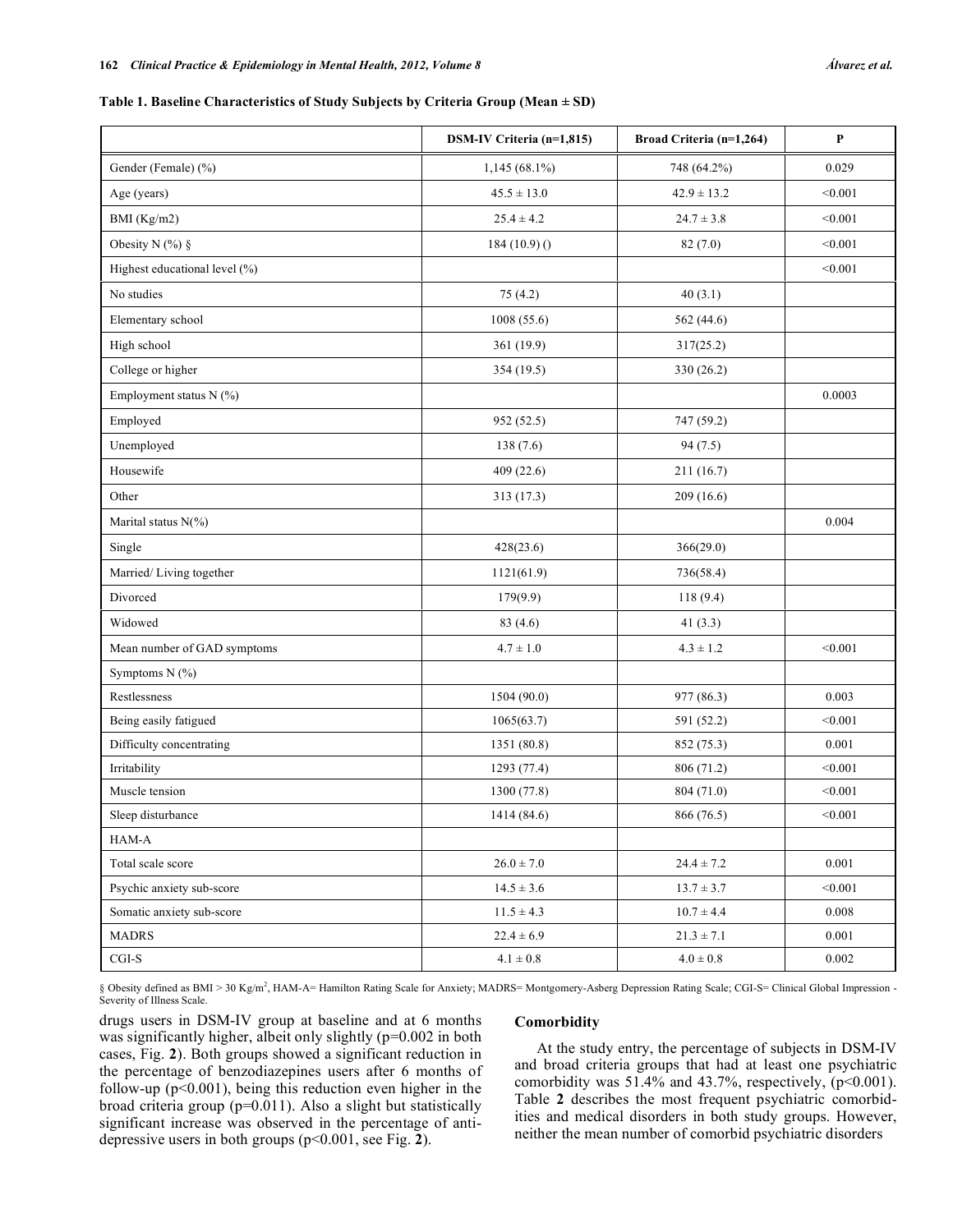**Table 1. Baseline Characteristics of Study Subjects by Criteria Group (Mean ± SD)**

| | DSM-IV Criteria (n=1,815) | Broad Criteria (n=1,264) | P |
|---|---|---|---|
| Gender (Female) (%) | 1,145 (68.1%) | 748 (64.2%) | 0.029 |
| Age (years) | 45.5 ± 13.0 | 42.9 ± 13.2 | <0.001 |
| BMI (Kg/m2) | 25.4 ± 4.2 | 24.7 ± 3.8 | <0.001 |
| Obesity N (%) § | 184 (10.9) () | 82 (7.0) | <0.001 |
| Highest educational level (%) | | | <0.001 |
| No studies | 75 (4.2) | 40 (3.1) | |
| Elementary school | 1008 (55.6) | 562 (44.6) | |
| High school | 361 (19.9) | 317(25.2) | |
| College or higher | 354 (19.5) | 330 (26.2) | |
| Employment status N (%) | | | 0.0003 |
| Employed | 952 (52.5) | 747 (59.2) | |
| Unemployed | 138 (7.6) | 94 (7.5) | |
| Housewife | 409 (22.6) | 211 (16.7) | |
| Other | 313 (17.3) | 209 (16.6) | |
| Marital status N(%) | | | 0.004 |
| Single | 428(23.6) | 366(29.0) | |
| Married/ Living together | 1121(61.9) | 736(58.4) | |
| Divorced | 179(9.9) | 118 (9.4) | |
| Widowed | 83 (4.6) | 41 (3.3) | |
| Mean number of GAD symptoms | 4.7 ± 1.0 | 4.3 ± 1.2 | <0.001 |
| Symptoms N (%) | | | |
| Restlessness | 1504 (90.0) | 977 (86.3) | 0.003 |
| Being easily fatigued | 1065(63.7) | 591 (52.2) | <0.001 |
| Difficulty concentrating | 1351 (80.8) | 852 (75.3) | 0.001 |
| Irritability | 1293 (77.4) | 806 (71.2) | <0.001 |
| Muscle tension | 1300 (77.8) | 804 (71.0) | <0.001 |
| Sleep disturbance | 1414 (84.6) | 866 (76.5) | <0.001 |
| HAM-A | | | |
| Total scale score | 26.0 ± 7.0 | 24.4 ± 7.2 | 0.001 |
| Psychic anxiety sub-score | 14.5 ± 3.6 | 13.7 ± 3.7 | <0.001 |
| Somatic anxiety sub-score | 11.5 ± 4.3 | 10.7 ± 4.4 | 0.008 |
| MADRS | 22.4 ± 6.9 | 21.3 ± 7.1 | 0.001 |
| CGI-S | 4.1 ± 0.8 | 4.0 ± 0.8 | 0.002 |

§ Obesity defined as BMI > 30 Kg/m$^2$, HAM-A= Hamilton Rating Scale for Anxiety; MADRS= Montgomery-Asberg Depression Rating Scale; CGI-S= Clinical Global Impression - Severity of Illness Scale.

drugs users in DSM-IV group at baseline and at 6 months was significantly higher, albeit only slightly (p=0.002 in both cases, Fig. **2**). Both groups showed a significant reduction in the percentage of benzodiazepines users after 6 months of follow-up (p<0.001), being this reduction even higher in the broad criteria group (p=0.011). Also a slight but statistically significant increase was observed in the percentage of anti-depressive users in both groups (p<0.001, see Fig. **2**).

## Comorbidity

At the study entry, the percentage of subjects in DSM-IV and broad criteria groups that had at least one psychiatric comorbidity was 51.4% and 43.7%, respectively, (p<0.001). Table **2** describes the most frequent psychiatric comorbidities and medical disorders in both study groups. However, neither the mean number of comorbid psychiatric disorders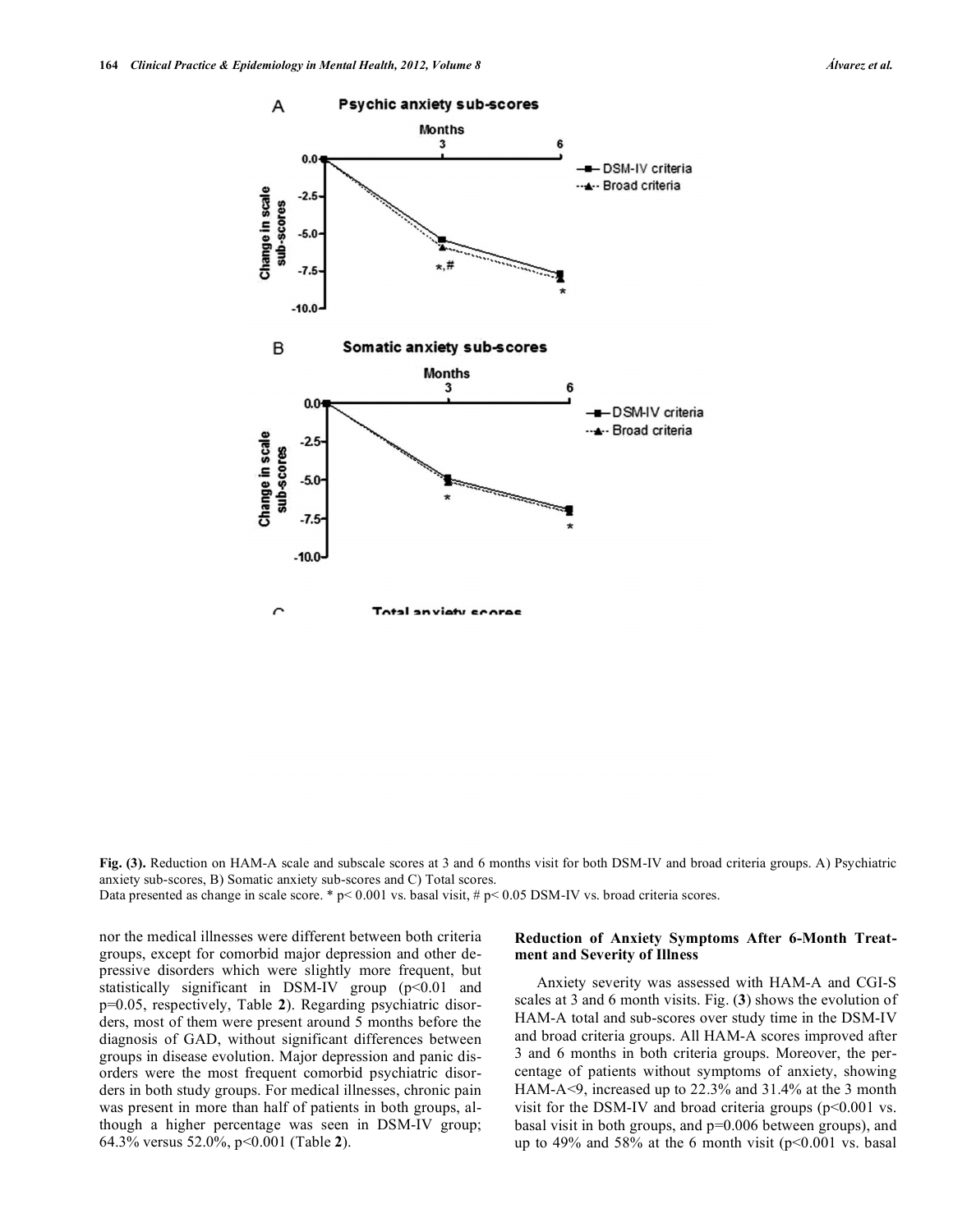**Fig. (3).** Reduction on HAM-A scale and subscale scores at 3 and 6 months visit for both DSM-IV and broad criteria groups. A) Psychiatric anxiety sub-scores, B) Somatic anxiety sub-scores and C) Total scores.
Data presented as change in scale score. * p< 0.001 vs. basal visit, # p< 0.05 DSM-IV vs. broad criteria scores.

nor the medical illnesses were different between both criteria groups, except for comorbid major depression and other depressive disorders which were slightly more frequent, but statistically significant in DSM-IV group ($p<0.01$ and $p=0.05$, respectively, Table **2**). Regarding psychiatric disorders, most of them were present around 5 months before the diagnosis of GAD, without significant differences between groups in disease evolution. Major depression and panic disorders were the most frequent comorbid psychiatric disorders in both study groups. For medical illnesses, chronic pain was present in more than half of patients in both groups, although a higher percentage was seen in DSM-IV group; 64.3% versus 52.0%, $p<0.001$ (Table **2**).

### Reduction of Anxiety Symptoms After 6-Month Treatment and Severity of Illness

Anxiety severity was assessed with HAM-A and CGI-S scales at 3 and 6 month visits. Fig. (**3**) shows the evolution of HAM-A total and sub-scores over study time in the DSM-IV and broad criteria groups. All HAM-A scores improved after 3 and 6 months in both criteria groups. Moreover, the percentage of patients without symptoms of anxiety, showing HAM-A<9, increased up to 22.3% and 31.4% at the 3 month visit for the DSM-IV and broad criteria groups ($p<0.001$ vs. basal visit in both groups, and $p=0.006$ between groups), and up to 49% and 58% at the 6 month visit ($p<0.001$ vs. basal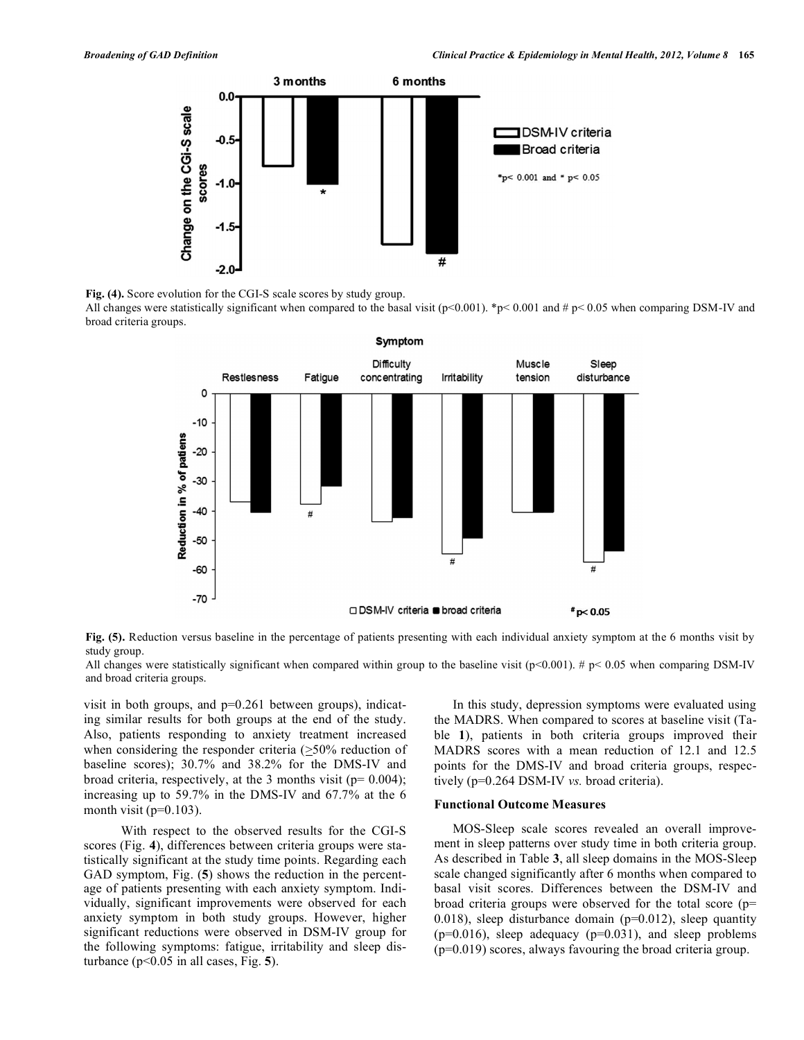**Fig. (4).** Score evolution for the CGI-S scale scores by study group.

All changes were statistically significant when compared to the basal visit ($p<0.001$). *$p< 0.001$ and # $p< 0.05$ when comparing DSM-IV and broad criteria groups.

**Fig. (5).** Reduction versus baseline in the percentage of patients presenting with each individual anxiety symptom at the 6 months visit by study group.

All changes were statistically significant when compared within group to the baseline visit ($p<0.001$). # $p< 0.05$ when comparing DSM-IV and broad criteria groups.

visit in both groups, and p=0.261 between groups), indicating similar results for both groups at the end of the study. Also, patients responding to anxiety treatment increased when considering the responder criteria (≥50% reduction of baseline scores); 30.7% and 38.2% for the DMS-IV and broad criteria, respectively, at the 3 months visit (p= 0.004); increasing up to 59.7% in the DMS-IV and 67.7% at the 6 month visit (p=0.103).

With respect to the observed results for the CGI-S scores (Fig. **4**), differences between criteria groups were statistically significant at the study time points. Regarding each GAD symptom, Fig. (**5**) shows the reduction in the percentage of patients presenting with each anxiety symptom. Individually, significant improvements were observed for each anxiety symptom in both study groups. However, higher significant reductions were observed in DSM-IV group for the following symptoms: fatigue, irritability and sleep disturbance ($p<0.05$ in all cases, Fig. **5**).

In this study, depression symptoms were evaluated using the MADRS. When compared to scores at baseline visit (Table **1**), patients in both criteria groups improved their MADRS scores with a mean reduction of 12.1 and 12.5 points for the DMS-IV and broad criteria groups, respectively (p=0.264 DSM-IV *vs.* broad criteria).

### Functional Outcome Measures

MOS-Sleep scale scores revealed an overall improvement in sleep patterns over study time in both criteria group. As described in Table **3**, all sleep domains in the MOS-Sleep scale changed significantly after 6 months when compared to basal visit scores. Differences between the DSM-IV and broad criteria groups were observed for the total score (p= 0.018), sleep disturbance domain (p=0.012), sleep quantity (p=0.016), sleep adequacy (p=0.031), and sleep problems (p=0.019) scores, always favouring the broad criteria group.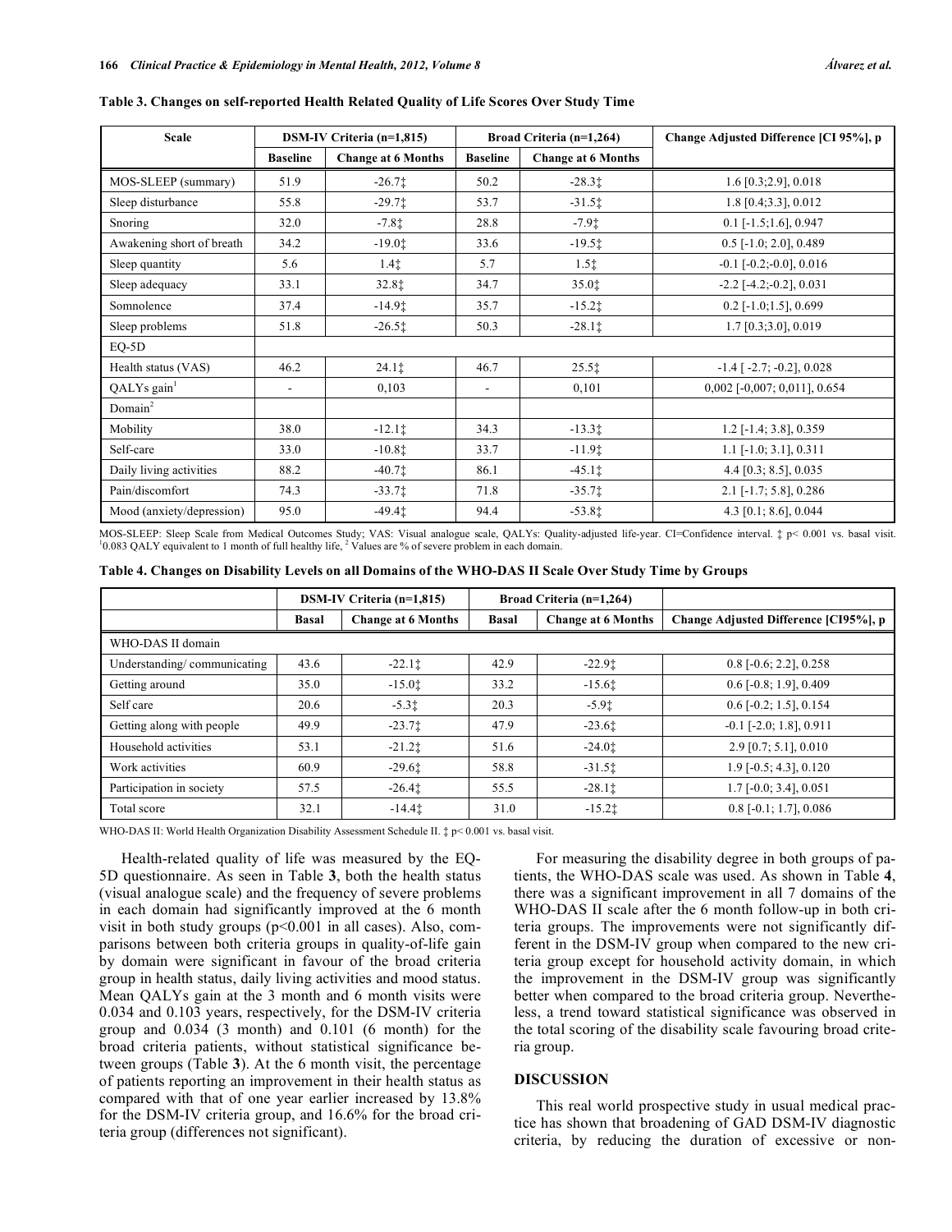**Table 3. Changes on self-reported Health Related Quality of Life Scores Over Study Time**

| Scale | DSM-IV Criteria (n=1,815) | | Broad Criteria (n=1,264) | | Change Adjusted Difference [CI 95%], p |
|---|---|---|---|---|---|
| | Baseline | Change at 6 Months | Baseline | Change at 6 Months | |
| MOS-SLEEP (summary) | 51.9 | -26.7‡ | 50.2 | -28.3‡ | 1.6 [0.3;2.9], 0.018 |
| Sleep disturbance | 55.8 | -29.7‡ | 53.7 | -31.5‡ | 1.8 [0.4;3.3], 0.012 |
| Snoring | 32.0 | -7.8‡ | 28.8 | -7.9‡ | 0.1 [-1.5;1.6], 0.947 |
| Awakening short of breath | 34.2 | -19.0‡ | 33.6 | -19.5‡ | 0.5 [-1.0; 2.0], 0.489 |
| Sleep quantity | 5.6 | 1.4‡ | 5.7 | 1.5‡ | -0.1 [-0.2;-0.0], 0.016 |
| Sleep adequacy | 33.1 | 32.8‡ | 34.7 | 35.0‡ | -2.2 [-4.2;-0.2], 0.031 |
| Somnolence | 37.4 | -14.9‡ | 35.7 | -15.2‡ | 0.2 [-1.0;1.5], 0.699 |
| Sleep problems | 51.8 | -26.5‡ | 50.3 | -28.1‡ | 1.7 [0.3;3.0], 0.019 |
| EQ-5D | | | | | |
| Health status (VAS) | 46.2 | 24.1‡ | 46.7 | 25.5‡ | -1.4 [ -2.7; -0.2], 0.028 |
| QALYs gain[1] | - | 0,103 | - | 0,101 | 0,002 [-0,007; 0,011], 0.654 |
| Domain[2] | | | | | |
| Mobility | 38.0 | -12.1‡ | 34.3 | -13.3‡ | 1.2 [-1.4; 3.8], 0.359 |
| Self-care | 33.0 | -10.8‡ | 33.7 | -11.9‡ | 1.1 [-1.0; 3.1], 0.311 |
| Daily living activities | 88.2 | -40.7‡ | 86.1 | -45.1‡ | 4.4 [0.3; 8.5], 0.035 |
| Pain/discomfort | 74.3 | -33.7‡ | 71.8 | -35.7‡ | 2.1 [-1.7; 5.8], 0.286 |
| Mood (anxiety/depression) | 95.0 | -49.4‡ | 94.4 | -53.8‡ | 4.3 [0.1; 8.6], 0.044 |

MOS-SLEEP: Sleep Scale from Medical Outcomes Study; VAS: Visual analogue scale, QALYs: Quality-adjusted life-year. CI=Confidence interval. ‡ $p< 0.001$ vs. basal visit. [1]0.083 QALY equivalent to 1 month of full healthy life, [2] Values are % of severe problem in each domain.

**Table 4. Changes on Disability Levels on all Domains of the WHO-DAS II Scale Over Study Time by Groups**

| | DSM-IV Criteria (n=1,815) | | Broad Criteria (n=1,264) | | |
|---|---|---|---|---|---|
| | Basal | Change at 6 Months | Basal | Change at 6 Months | Change Adjusted Difference [CI95%], p |
| WHO-DAS II domain | | | | | |
| Understanding/ communicating | 43.6 | -22.1‡ | 42.9 | -22.9‡ | 0.8 [-0.6; 2.2], 0.258 |
| Getting around | 35.0 | -15.0‡ | 33.2 | -15.6‡ | 0.6 [-0.8; 1.9], 0.409 |
| Self care | 20.6 | -5.3‡ | 20.3 | -5.9‡ | 0.6 [-0.2; 1.5], 0.154 |
| Getting along with people | 49.9 | -23.7‡ | 47.9 | -23.6‡ | -0.1 [-2.0; 1.8], 0.911 |
| Household activities | 53.1 | -21.2‡ | 51.6 | -24.0‡ | 2.9 [0.7; 5.1], 0.010 |
| Work activities | 60.9 | -29.6‡ | 58.8 | -31.5‡ | 1.9 [-0.5; 4.3], 0.120 |
| Participation in society | 57.5 | -26.4‡ | 55.5 | -28.1‡ | 1.7 [-0.0; 3.4], 0.051 |
| Total score | 32.1 | -14.4‡ | 31.0 | -15.2‡ | 0.8 [-0.1; 1.7], 0.086 |

WHO-DAS II: World Health Organization Disability Assessment Schedule II. ‡ $p< 0.001$ vs. basal visit.

Health-related quality of life was measured by the EQ-5D questionnaire. As seen in Table **3**, both the health status (visual analogue scale) and the frequency of severe problems in each domain had significantly improved at the 6 month visit in both study groups ($p<0.001$ in all cases). Also, comparisons between both criteria groups in quality-of-life gain by domain were significant in favour of the broad criteria group in health status, daily living activities and mood status. Mean QALYs gain at the 3 month and 6 month visits were 0.034 and 0.103 years, respectively, for the DSM-IV criteria group and 0.034 (3 month) and 0.101 (6 month) for the broad criteria patients, without statistical significance between groups (Table **3**). At the 6 month visit, the percentage of patients reporting an improvement in their health status as compared with that of one year earlier increased by 13.8% for the DSM-IV criteria group, and 16.6% for the broad criteria group (differences not significant).

For measuring the disability degree in both groups of patients, the WHO-DAS scale was used. As shown in Table **4**, there was a significant improvement in all 7 domains of the WHO-DAS II scale after the 6 month follow-up in both criteria groups. The improvements were not significantly different in the DSM-IV group when compared to the new criteria group except for household activity domain, in which the improvement in the DSM-IV group was significantly better when compared to the broad criteria group. Nevertheless, a trend toward statistical significance was observed in the total scoring of the disability scale favouring broad criteria group.

## DISCUSSION

This real world prospective study in usual medical practice has shown that broadening of GAD DSM-IV diagnostic criteria, by reducing the duration of excessive or non-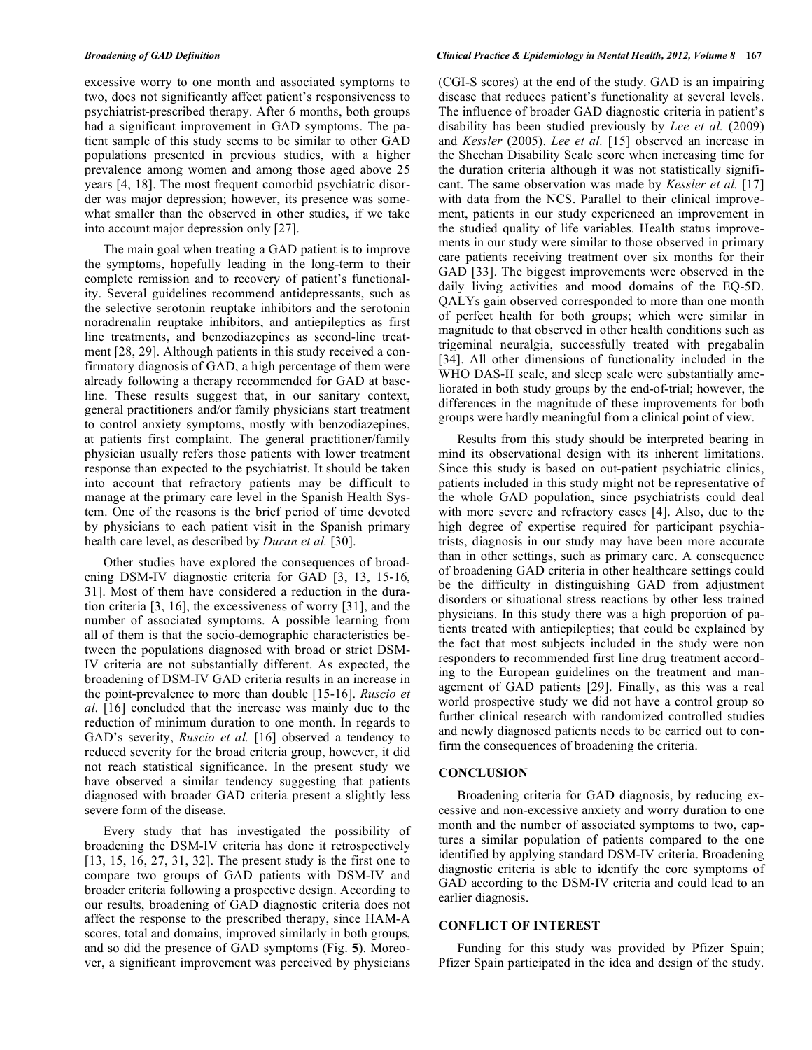excessive worry to one month and associated symptoms to two, does not significantly affect patient's responsiveness to psychiatrist-prescribed therapy. After 6 months, both groups had a significant improvement in GAD symptoms. The patient sample of this study seems to be similar to other GAD populations presented in previous studies, with a higher prevalence among women and among those aged above 25 years [4, 18]. The most frequent comorbid psychiatric disorder was major depression; however, its presence was somewhat smaller than the observed in other studies, if we take into account major depression only [27].

The main goal when treating a GAD patient is to improve the symptoms, hopefully leading in the long-term to their complete remission and to recovery of patient's functionality. Several guidelines recommend antidepressants, such as the selective serotonin reuptake inhibitors and the serotonin noradrenalin reuptake inhibitors, and antiepileptics as first line treatments, and benzodiazepines as second-line treatment [28, 29]. Although patients in this study received a confirmatory diagnosis of GAD, a high percentage of them were already following a therapy recommended for GAD at baseline. These results suggest that, in our sanitary context, general practitioners and/or family physicians start treatment to control anxiety symptoms, mostly with benzodiazepines, at patients first complaint. The general practitioner/family physician usually refers those patients with lower treatment response than expected to the psychiatrist. It should be taken into account that refractory patients may be difficult to manage at the primary care level in the Spanish Health System. One of the reasons is the brief period of time devoted by physicians to each patient visit in the Spanish primary health care level, as described by *Duran et al.* [30].

Other studies have explored the consequences of broadening DSM-IV diagnostic criteria for GAD [3, 13, 15-16, 31]. Most of them have considered a reduction in the duration criteria [3, 16], the excessiveness of worry [31], and the number of associated symptoms. A possible learning from all of them is that the socio-demographic characteristics between the populations diagnosed with broad or strict DSM-IV criteria are not substantially different. As expected, the broadening of DSM-IV GAD criteria results in an increase in the point-prevalence to more than double [15-16]. *Ruscio et al.* [16] concluded that the increase was mainly due to the reduction of minimum duration to one month. In regards to GAD's severity, *Ruscio et al.* [16] observed a tendency to reduced severity for the broad criteria group, however, it did not reach statistical significance. In the present study we have observed a similar tendency suggesting that patients diagnosed with broader GAD criteria present a slightly less severe form of the disease.

Every study that has investigated the possibility of broadening the DSM-IV criteria has done it retrospectively [13, 15, 16, 27, 31, 32]. The present study is the first one to compare two groups of GAD patients with DSM-IV and broader criteria following a prospective design. According to our results, broadening of GAD diagnostic criteria does not affect the response to the prescribed therapy, since HAM-A scores, total and domains, improved similarly in both groups, and so did the presence of GAD symptoms (Fig. **5**). Moreover, a significant improvement was perceived by physicians (CGI-S scores) at the end of the study. GAD is an impairing disease that reduces patient's functionality at several levels. The influence of broader GAD diagnostic criteria in patient's disability has been studied previously by *Lee et al.* (2009) and *Kessler* (2005). *Lee et al.* [15] observed an increase in the Sheehan Disability Scale score when increasing time for the duration criteria although it was not statistically significant. The same observation was made by *Kessler et al.* [17] with data from the NCS. Parallel to their clinical improvement, patients in our study experienced an improvement in the studied quality of life variables. Health status improvements in our study were similar to those observed in primary care patients receiving treatment over six months for their GAD [33]. The biggest improvements were observed in the daily living activities and mood domains of the EQ-5D. QALYs gain observed corresponded to more than one month of perfect health for both groups; which were similar in magnitude to that observed in other health conditions such as trigeminal neuralgia, successfully treated with pregabalin [34]. All other dimensions of functionality included in the WHO DAS-II scale, and sleep scale were substantially ameliorated in both study groups by the end-of-trial; however, the differences in the magnitude of these improvements for both groups were hardly meaningful from a clinical point of view.

Results from this study should be interpreted bearing in mind its observational design with its inherent limitations. Since this study is based on out-patient psychiatric clinics, patients included in this study might not be representative of the whole GAD population, since psychiatrists could deal with more severe and refractory cases [4]. Also, due to the high degree of expertise required for participant psychiatrists, diagnosis in our study may have been more accurate than in other settings, such as primary care. A consequence of broadening GAD criteria in other healthcare settings could be the difficulty in distinguishing GAD from adjustment disorders or situational stress reactions by other less trained physicians. In this study there was a high proportion of patients treated with antiepileptics; that could be explained by the fact that most subjects included in the study were non responders to recommended first line drug treatment according to the European guidelines on the treatment and management of GAD patients [29]. Finally, as this was a real world prospective study we did not have a control group so further clinical research with randomized controlled studies and newly diagnosed patients needs to be carried out to confirm the consequences of broadening the criteria.

## CONCLUSION

Broadening criteria for GAD diagnosis, by reducing excessive and non-excessive anxiety and worry duration to one month and the number of associated symptoms to two, captures a similar population of patients compared to the one identified by applying standard DSM-IV criteria. Broadening diagnostic criteria is able to identify the core symptoms of GAD according to the DSM-IV criteria and could lead to an earlier diagnosis.

## CONFLICT OF INTEREST

Funding for this study was provided by Pfizer Spain; Pfizer Spain participated in the idea and design of the study.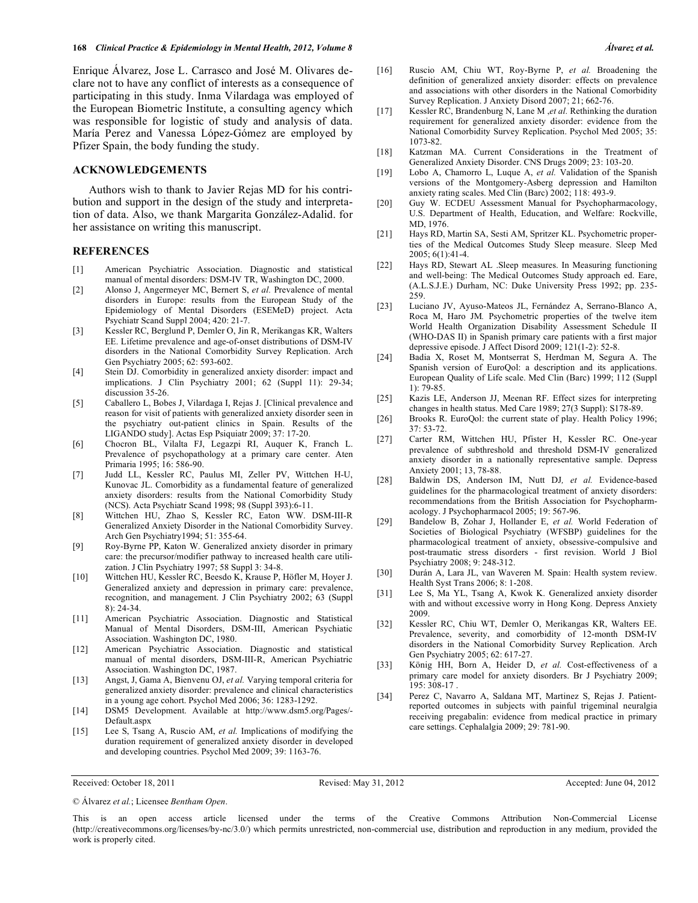Enrique Álvarez, Jose L. Carrasco and José M. Olivares declare not to have any conflict of interests as a consequence of participating in this study. Inma Vilardaga was employed of the European Biometric Institute, a consulting agency which was responsible for logistic of study and analysis of data. María Perez and Vanessa López-Gómez are employed by Pfizer Spain, the body funding the study.

## ACKNOWLEDGEMENTS

Authors wish to thank to Javier Rejas MD for his contribution and support in the design of the study and interpretation of data. Also, we thank Margarita González-Adalid. for her assistance on writing this manuscript.

## REFERENCES

[1] American Psychiatric Association. Diagnostic and statistical manual of mental disorders: DSM-IV TR, Washington DC, 2000.

[2] Alonso J, Angermeyer MC, Bernert S, *et al.* Prevalence of mental disorders in Europe: results from the European Study of the Epidemiology of Mental Disorders (ESEMeD) project. Acta Psychiatr Scand Suppl 2004; 420: 21-7.

[3] Kessler RC, Berglund P, Demler O, Jin R, Merikangas KR, Walters EE. Lifetime prevalence and age-of-onset distributions of DSM-IV disorders in the National Comorbidity Survey Replication. Arch Gen Psychiatry 2005; 62: 593-602.

[4] Stein DJ. Comorbidity in generalized anxiety disorder: impact and implications. J Clin Psychiatry 2001; 62 (Suppl 11): 29-34; discussion 35-26.

[5] Caballero L, Bobes J, Vilardaga I, Rejas J. [Clinical prevalence and reason for visit of patients with generalized anxiety disorder seen in the psychiatry out-patient clinics in Spain. Results of the LIGANDO study]. Actas Esp Psiquiatr 2009; 37: 17-20.

[6] Chocron BL, Vilalta FJ, Legazpi RI, Auquer K, Franch L. Prevalence of psychopathology at a primary care center. Aten Primaria 1995; 16: 586-90.

[7] Judd LL, Kessler RC, Paulus MI, Zeller PV, Wittchen H-U, Kunovac JL. Comorbidity as a fundamental feature of generalized anxiety disorders: results from the National Comorbidity Study (NCS). Acta Psychiatr Scand 1998; 98 (Suppl 393):6-11.

[8] Wittchen HU, Zhao S, Kessler RC, Eaton WW. DSM-III-R Generalized Anxiety Disorder in the National Comorbidity Survey. Arch Gen Psychiatry1994; 51: 355-64.

[9] Roy-Byrne PP, Katon W. Generalized anxiety disorder in primary care: the precursor/modifier pathway to increased health care utilization. J Clin Psychiatry 1997; 58 Suppl 3: 34-8.

[10] Wittchen HU, Kessler RC, Beesdo K, Krause P, Höfler M, Hoyer J. Generalized anxiety and depression in primary care: prevalence, recognition, and management. J Clin Psychiatry 2002; 63 (Suppl 8): 24-34.

[11] American Psychiatric Association. Diagnostic and Statistical Manual of Mental Disorders, DSM-III, American Psychiatic Association. Washington DC, 1980.

[12] American Psychiatric Association. Diagnostic and statistical manual of mental disorders, DSM-III-R, American Psychiatric Association. Washington DC, 1987.

[13] Angst, J, Gama A, Bienvenu OJ, *et al.* Varying temporal criteria for generalized anxiety disorder: prevalence and clinical characteristics in a young age cohort. Psychol Med 2006; 36: 1283-1292.

[14] DSM5 Development. Available at http://www.dsm5.org/Pages/-Default.aspx

[15] Lee S, Tsang A, Ruscio AM, *et al.* Implications of modifying the duration requirement of generalized anxiety disorder in developed and developing countries. Psychol Med 2009; 39: 1163-76.

[16] Ruscio AM, Chiu WT, Roy-Byrne P, *et al.* Broadening the definition of generalized anxiety disorder: effects on prevalence and associations with other disorders in the National Comorbidity Survey Replication. J Anxiety Disord 2007; 21; 662-76.

[17] Kessler RC, Brandenburg N, Lane M ,*et al.* Rethinking the duration requirement for generalized anxiety disorder: evidence from the National Comorbidity Survey Replication. Psychol Med 2005; 35: 1073-82.

[18] Katzman MA. Current Considerations in the Treatment of Generalized Anxiety Disorder. CNS Drugs 2009; 23: 103-20.

[19] Lobo A, Chamorro L, Luque A, *et al.* Validation of the Spanish versions of the Montgomery-Asberg depression and Hamilton anxiety rating scales. Med Clin (Barc) 2002; 118: 493-9.

[20] Guy W. ECDEU Assessment Manual for Psychopharmacology, U.S. Department of Health, Education, and Welfare: Rockville, MD, 1976.

[21] Hays RD, Martin SA, Sesti AM, Spritzer KL. Psychometric properties of the Medical Outcomes Study Sleep measure. Sleep Med 2005; 6(1):41-4.

[22] Hays RD, Stewart AL .Sleep measures. In Measuring functioning and well-being: The Medical Outcomes Study approach ed. Eare, (A.L.S.J.E.) Durham, NC: Duke University Press 1992; pp. 235-259.

[23] Luciano JV, Ayuso-Mateos JL, Fernández A, Serrano-Blanco A, Roca M, Haro JM*.* Psychometric properties of the twelve item World Health Organization Disability Assessment Schedule II (WHO-DAS II) in Spanish primary care patients with a first major depressive episode. J Affect Disord 2009; 121(1-2): 52-8.

[24] Badia X, Roset M, Montserrat S, Herdman M, Segura A. The Spanish version of EuroQol: a description and its applications. European Quality of Life scale. Med Clin (Barc) 1999; 112 (Suppl 1): 79-85.

[25] Kazis LE, Anderson JJ, Meenan RF. Effect sizes for interpreting changes in health status. Med Care 1989; 27(3 Suppl): S178-89.

[26] Brooks R. EuroQol: the current state of play. Health Policy 1996; 37: 53-72.

[27] Carter RM, Wittchen HU, Pfister H, Kessler RC. One-year prevalence of subthreshold and threshold DSM-IV generalized anxiety disorder in a nationally representative sample. Depress Anxiety 2001; 13, 78-88.

[28] Baldwin DS, Anderson IM, Nutt DJ*, et al.* Evidence-based guidelines for the pharmacological treatment of anxiety disorders: recommendations from the British Association for Psychopharmacology. J Psychopharmacol 2005; 19: 567-96.

[29] Bandelow B, Zohar J, Hollander E, *et al.* World Federation of Societies of Biological Psychiatry (WFSBP) guidelines for the pharmacological treatment of anxiety, obsessive-compulsive and post-traumatic stress disorders - first revision. World J Biol Psychiatry 2008; 9: 248-312.

[30] Durán A, Lara JL, van Waveren M. Spain: Health system review. Health Syst Trans 2006; 8: 1-208.

[31] Lee S, Ma YL, Tsang A, Kwok K. Generalized anxiety disorder with and without excessive worry in Hong Kong. Depress Anxiety 2009.

[32] Kessler RC, Chiu WT, Demler O, Merikangas KR, Walters EE. Prevalence, severity, and comorbidity of 12-month DSM-IV disorders in the National Comorbidity Survey Replication. Arch Gen Psychiatry 2005; 62: 617-27.

[33] König HH, Born A, Heider D, *et al.* Cost-effectiveness of a primary care model for anxiety disorders. Br J Psychiatry 2009; 195: 308-17 .

[34] Perez C, Navarro A, Saldana MT, Martinez S, Rejas J. Patient-reported outcomes in subjects with painful trigeminal neuralgia receiving pregabalin: evidence from medical practice in primary care settings. Cephalalgia 2009; 29: 781-90.

Received: October 18, 2011 Revised: May 31, 2012 Accepted: June 04, 2012

© Álvarez *et al.*; Licensee *Bentham Open*.

This is an open access article licensed under the terms of the Creative Commons Attribution Non-Commercial License (http://creativecommons.org/licenses/by-nc/3.0/) which permits unrestricted, non-commercial use, distribution and reproduction in any medium, provided the work is properly cited.